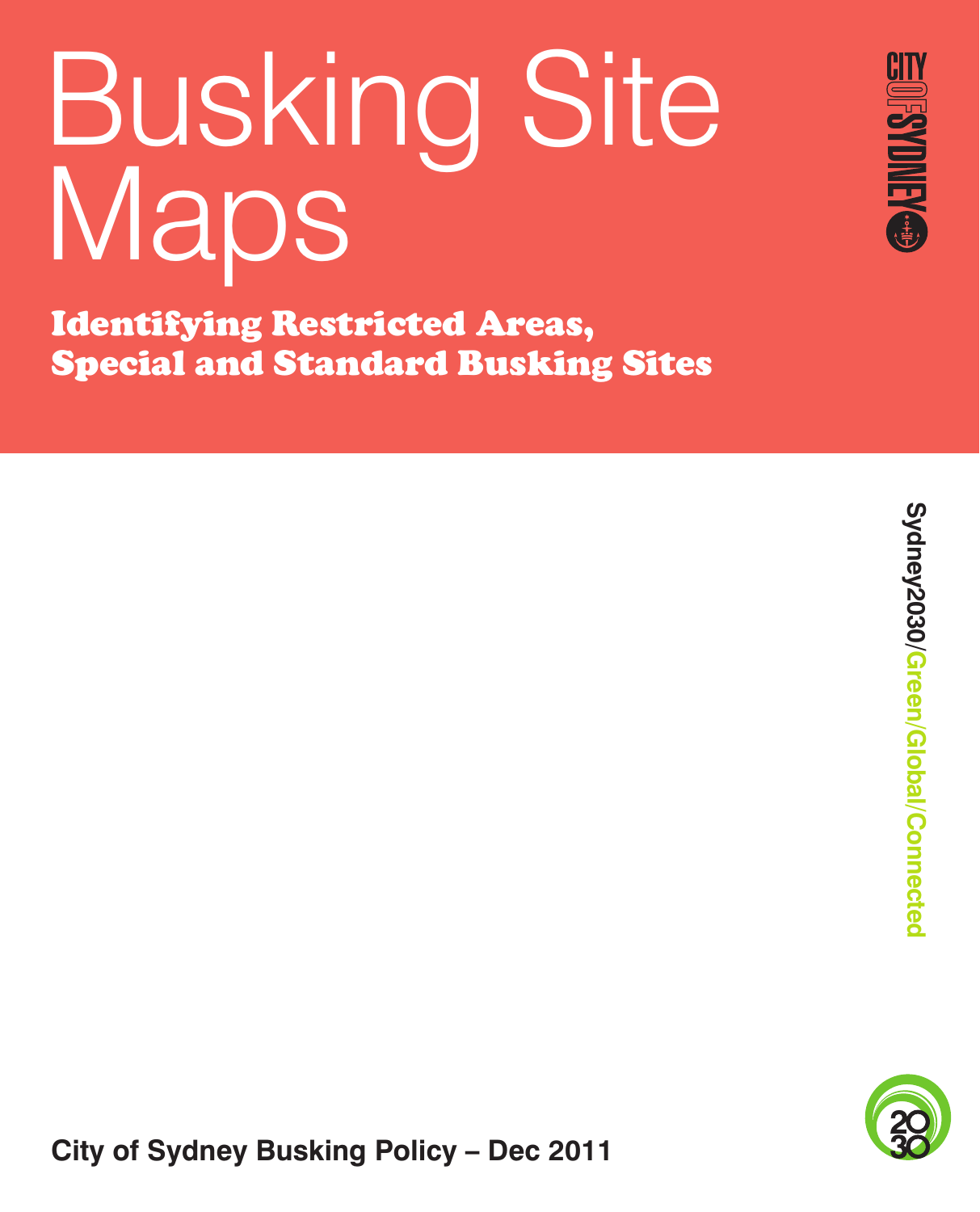# Busking Site Maps

## Identifying Restricted Areas, Special and Standard Busking Sites

CITY OF SYDNEY

Sydney2030/Green/Global/Connected

**City of Sydney Busking Policy – Dec 2011**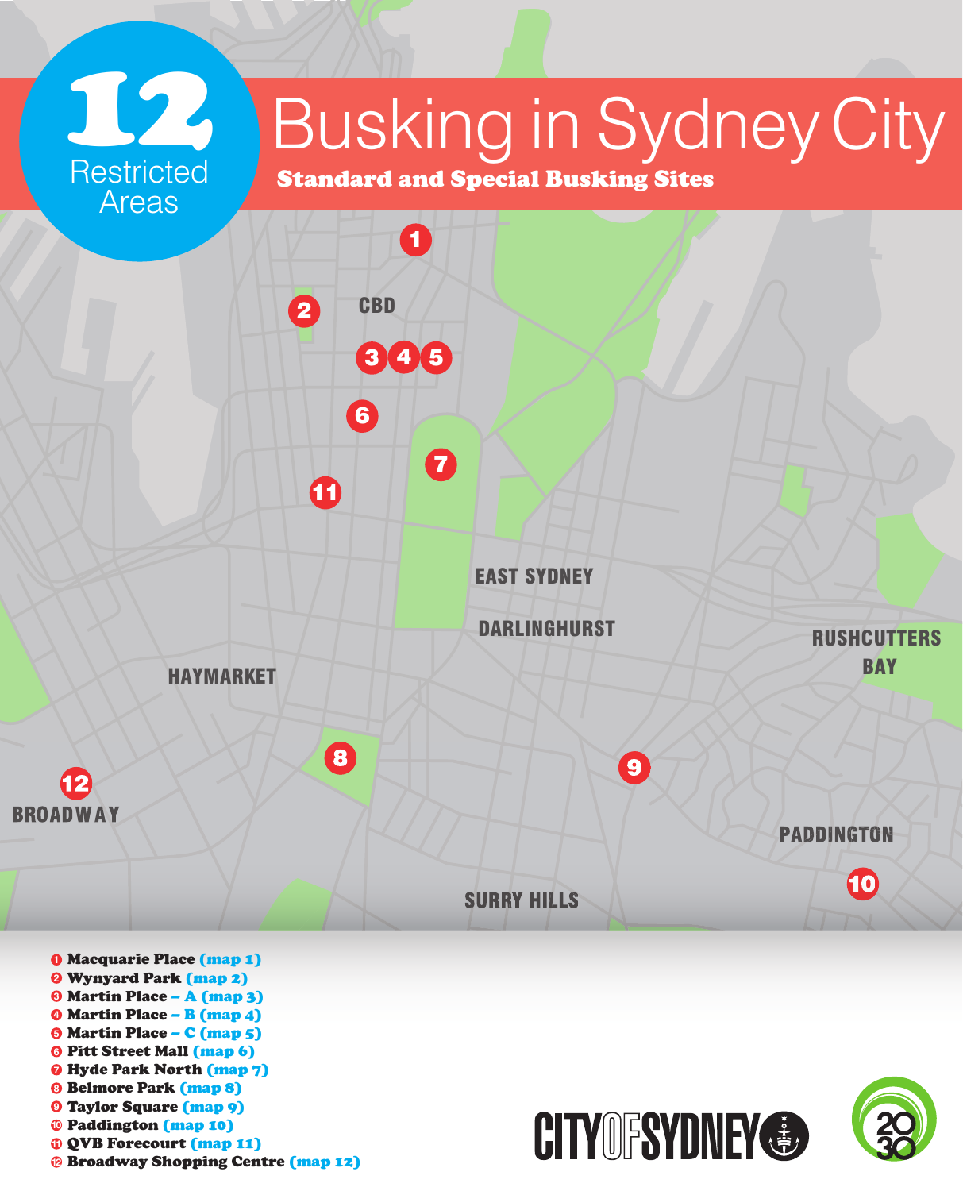# Busking in Sydney City

**12** Restricted Areas

**Standard and Special Busking Sites**

CBD

EAST SYDNEY

DARLINGHURST

RUSHCUTTERS BAY

HAYMARKET

BROADWAY

PADDINGTON

SURRY HILLS

1. **Macquarie Place** (map 1)
2. **Wynyard Park** (map 2)
3. **Martin Place – A** (map 3)
4. **Martin Place – B** (map 4)
5. **Martin Place – C** (map 5)
6. **Pitt Street Mall** (map 6)
7. **Hyde Park North** (map 7)
8. **Belmore Park** (map 8)
9. **Taylor Square** (map 9)
10. **Paddington** (map 10)
11. **QVB Forecourt** (map 11)
12. **Broadway Shopping Centre** (map 12)

CITY OF SYDNEY

2030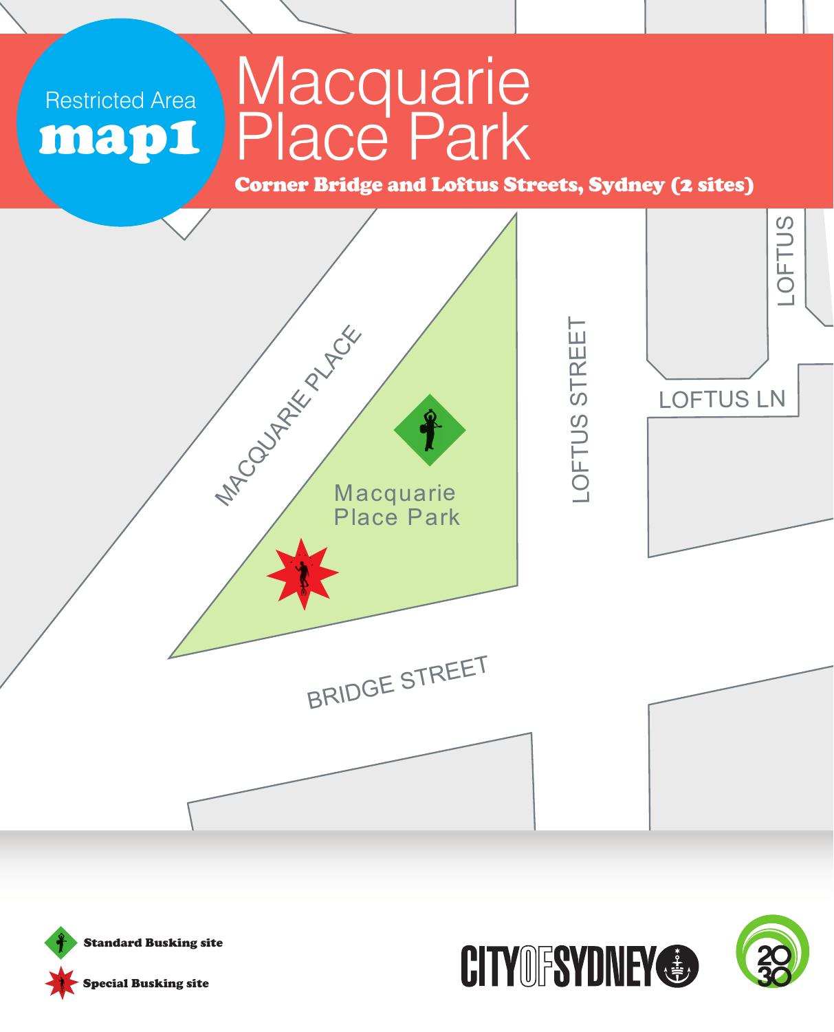Restricted Area **map1**

# Macquarie Place Park

**Corner Bridge and Loftus Streets, Sydney (2 sites)**

MACQUARIE PLACE

LOFTUS STREET

LOFTUS

LOFTUS LN

Macquarie Place Park

BRIDGE STREET

**Standard Busking site**

**Special Busking site**

CITY OF SYDNEY

2030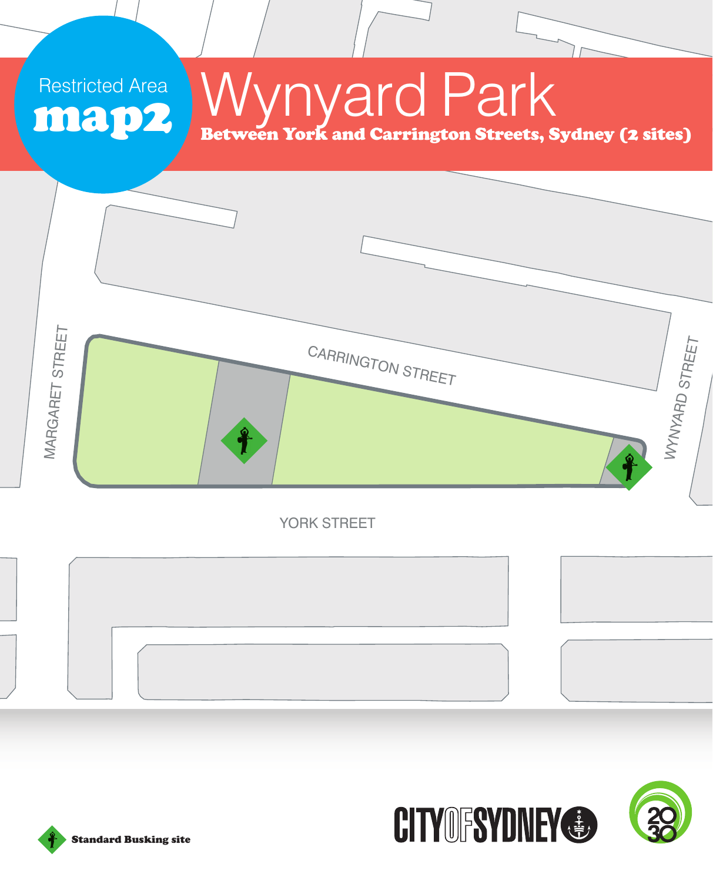Restricted Area

**map2**

# Wynyard Park

**Between York and Carrington Streets, Sydney (2 sites)**

CARRINGTON STREET

MARGARET STREET

WYNYARD STREET

YORK STREET

**Standard Busking site**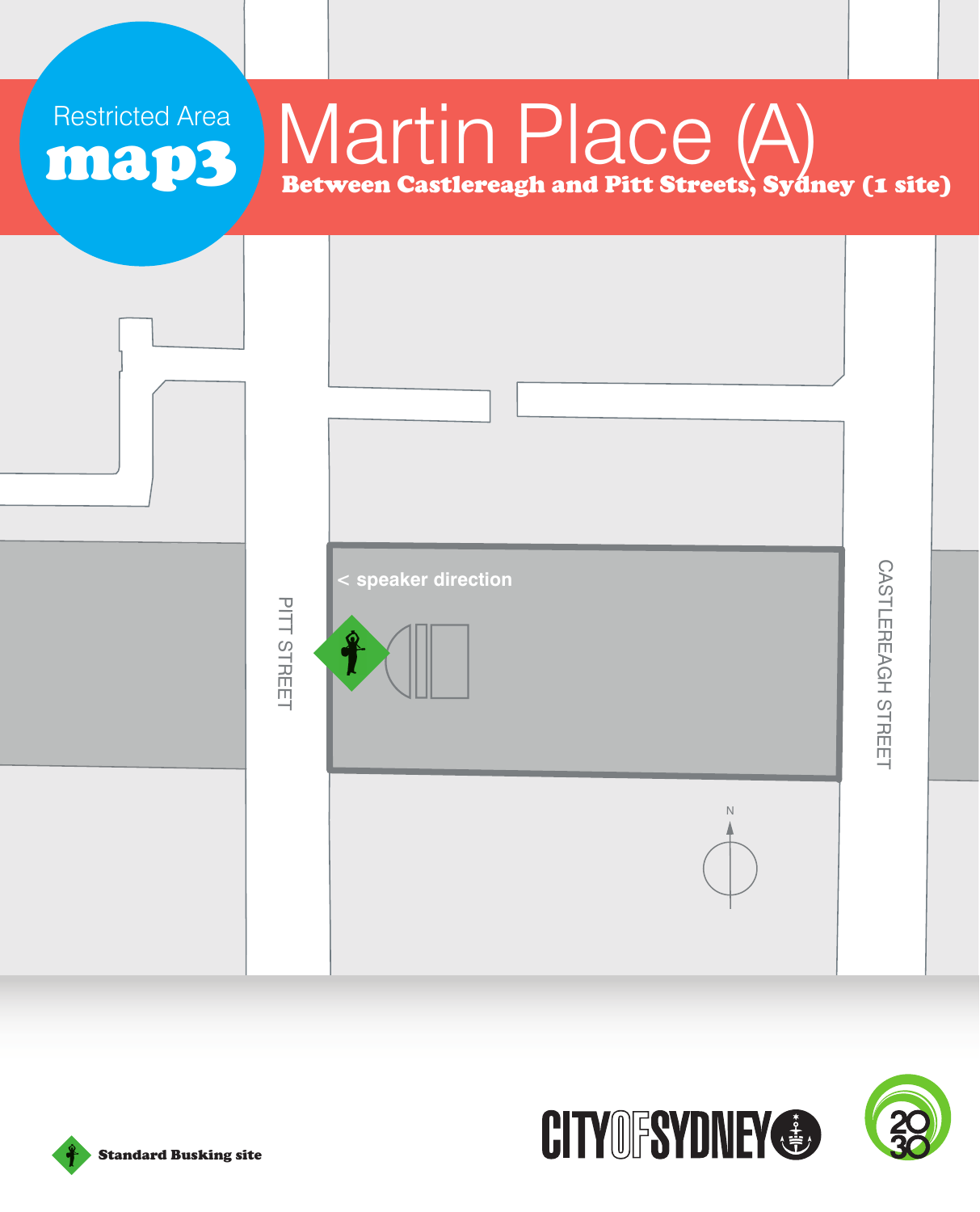Restricted Area

**map3**

# Martin Place (A)

**Between Castlereagh and Pitt Streets, Sydney (1 site)**

< speaker direction

PITT STREET

CASTLEREAGH STREET

N

**Standard Busking site**

CITY OF SYDNEY

2030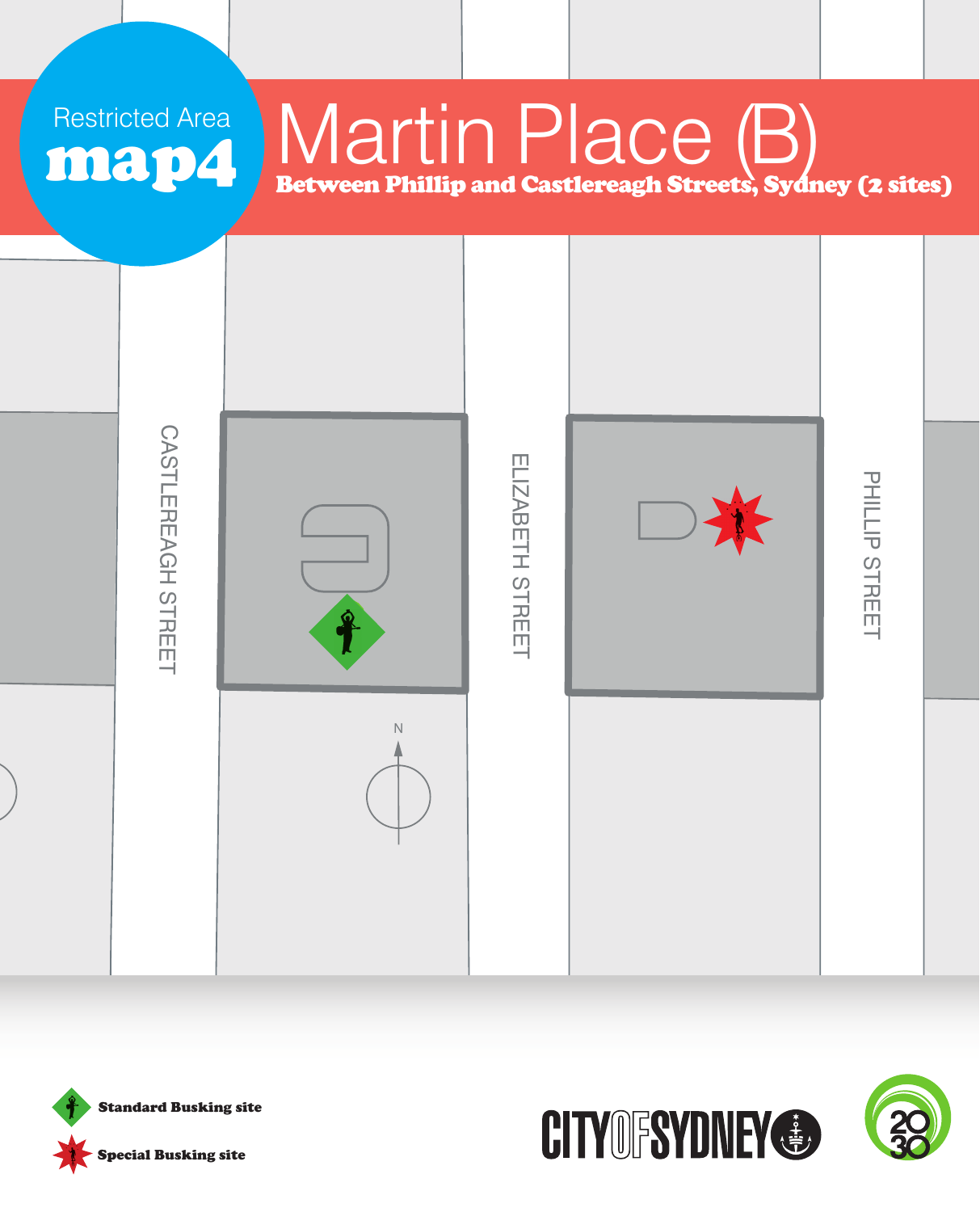Restricted Area

**map4**

# Martin Place (B)

**Between Phillip and Castlereagh Streets, Sydney (2 sites)**

CASTLEREAGH STREET

ELIZABETH STREET

PHILLIP STREET

N

**Standard Busking site**

**Special Busking site**

CITY OF SYDNEY

2030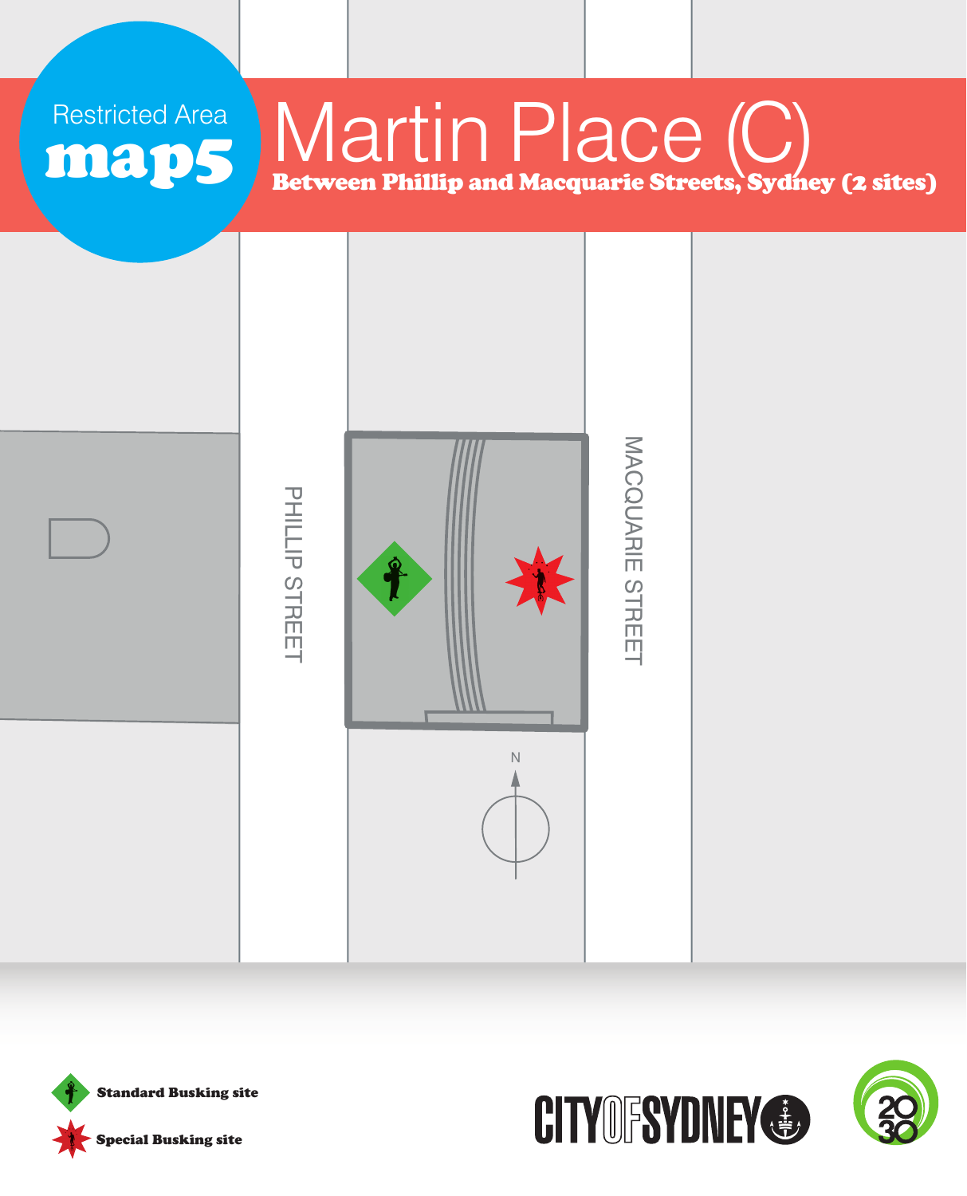Restricted Area

**map5**

# Martin Place (C)

**Between Phillip and Macquarie Streets, Sydney (2 sites)**

PHILLIP STREET

MACQUARIE STREET

N

**Standard Busking site**

**Special Busking site**

CITY OF SYDNEY

2030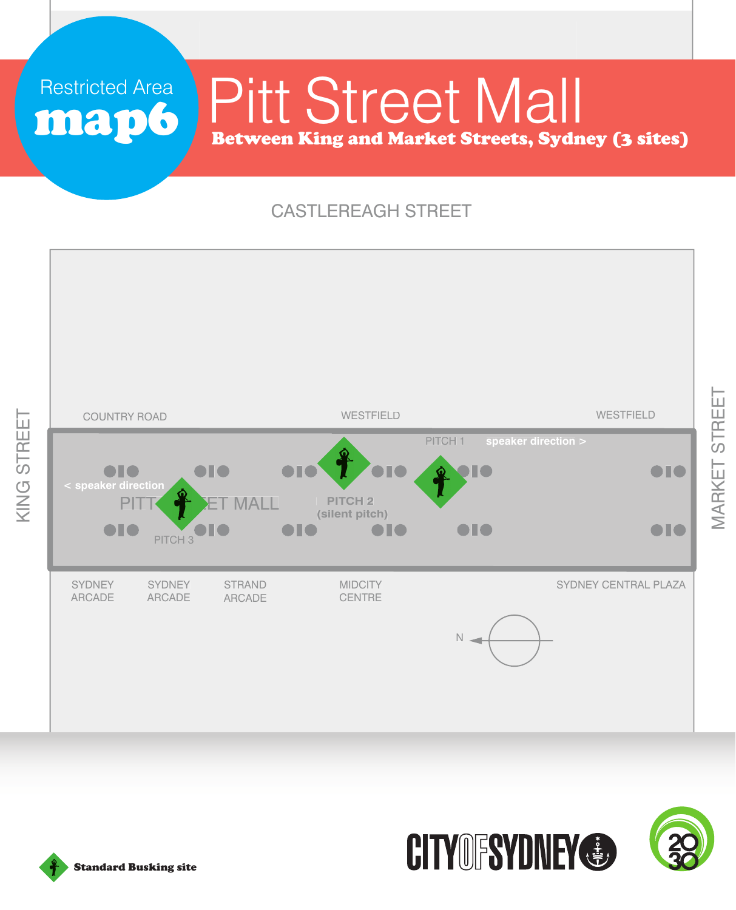Restricted Area

**map6**

# Pitt Street Mall

**Between King and Market Streets, Sydney (3 sites)**

CASTLEREAGH STREET

KING STREET

MARKET STREET

COUNTRY ROAD

WESTFIELD

WESTFIELD

PITCH 1

speaker direction >

< speaker direction

PITT STREET MALL

PITCH 2 (silent pitch)

PITCH 3

SYDNEY ARCADE

SYDNEY ARCADE

STRAND ARCADE

MIDCITY CENTRE

SYDNEY CENTRAL PLAZA

N

**Standard Busking site**

CITY OF SYDNEY

2030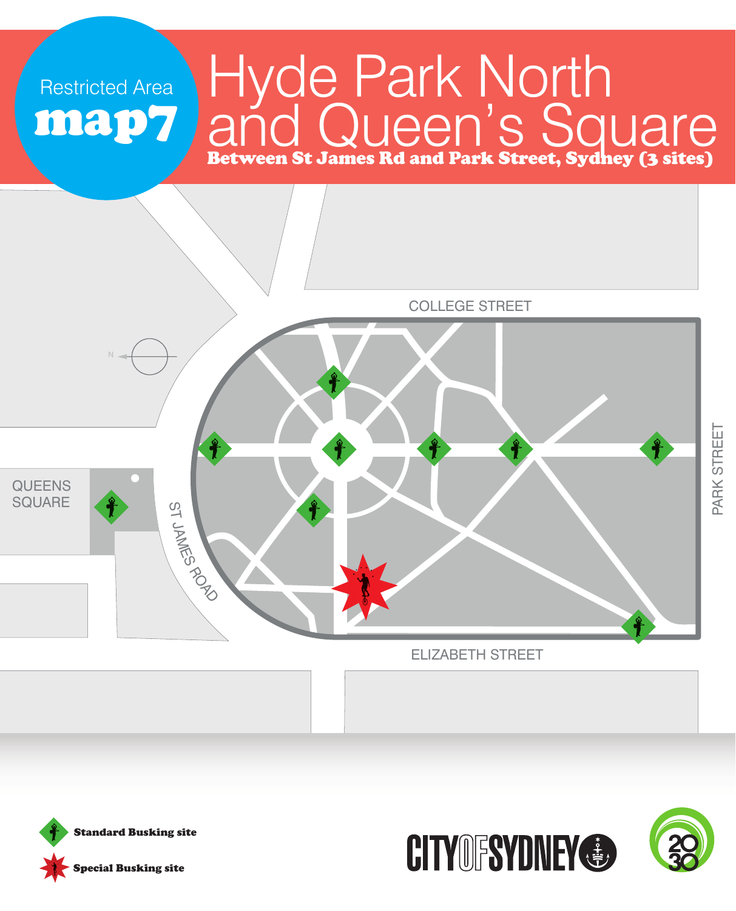Restricted Area

**map7**

# Hyde Park North and Queen's Square

**Between St James Rd and Park Street, Sydney (3 sites)**

COLLEGE STREET

N

QUEENS SQUARE

ST JAMES ROAD

PARK STREET

ELIZABETH STREET

**Standard Busking site**

**Special Busking site**

CITY OF SYDNEY

2030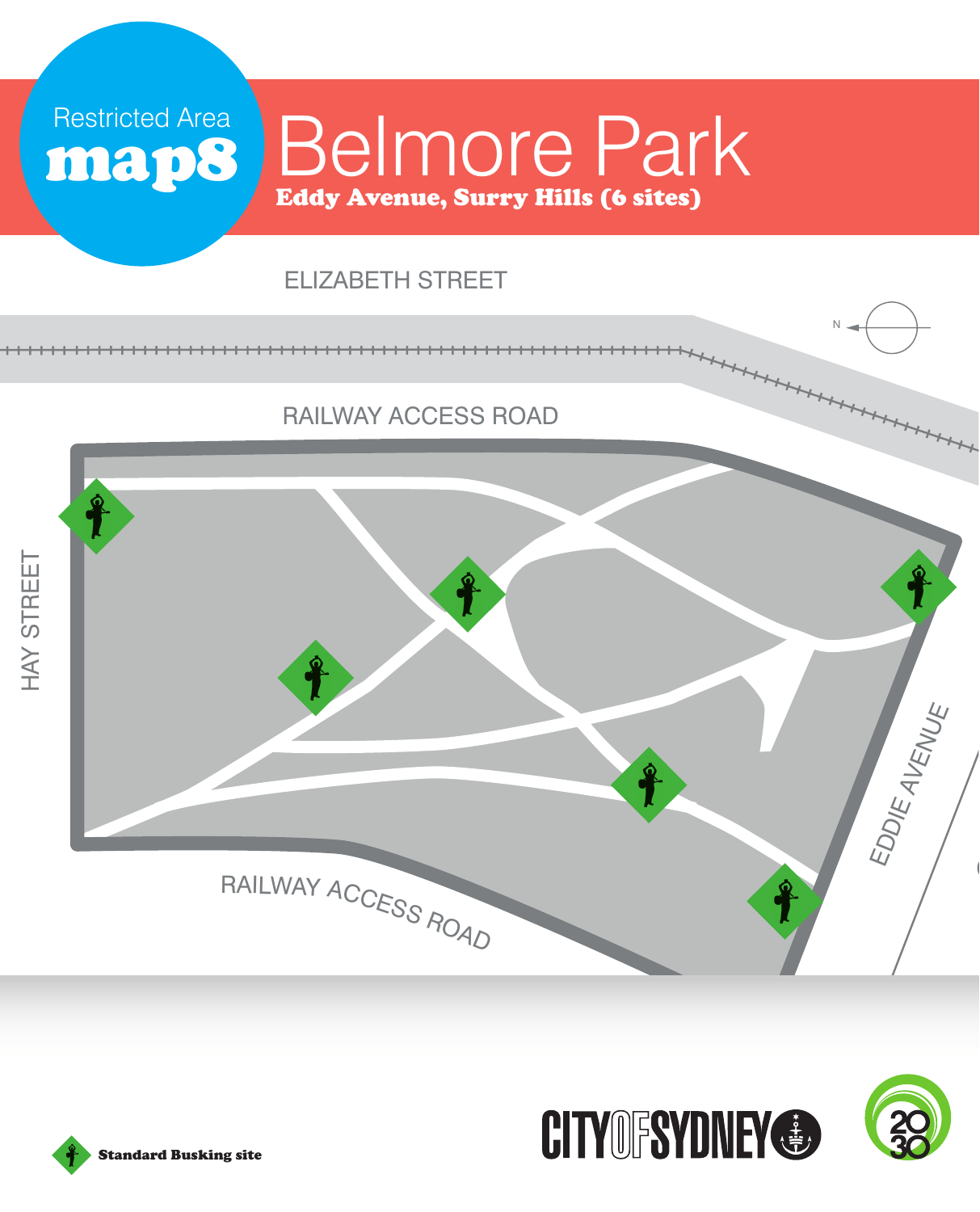Restricted Area **map8**

# Belmore Park

**Eddy Avenue, Surry Hills (6 sites)**

ELIZABETH STREET

N

RAILWAY ACCESS ROAD

HAY STREET

EDDIE AVENUE

RAILWAY ACCESS ROAD

**Standard Busking site**

CITY OF SYDNEY

2030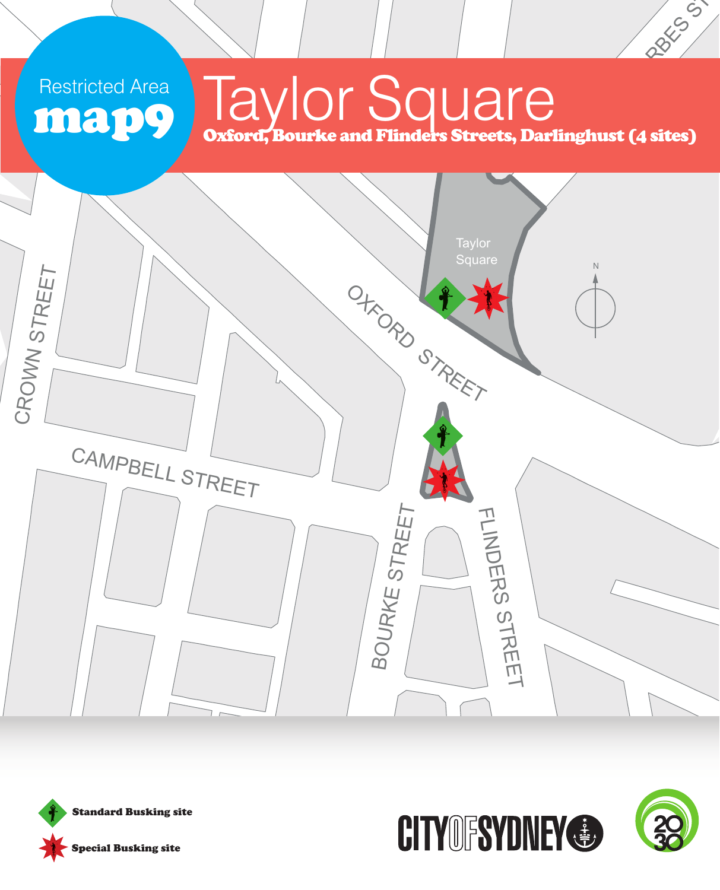Restricted Area

**map9**

# Taylor Square

**Oxford, Bourke and Flinders Streets, Darlinghust (4 sites)**

Taylor Square

OXFORD STREET

CROWN STREET

CAMPBELL STREET

BOURKE STREET

FLINDERS STREET

N

**Standard Busking site**

**Special Busking site**

CITY OF SYDNEY

2030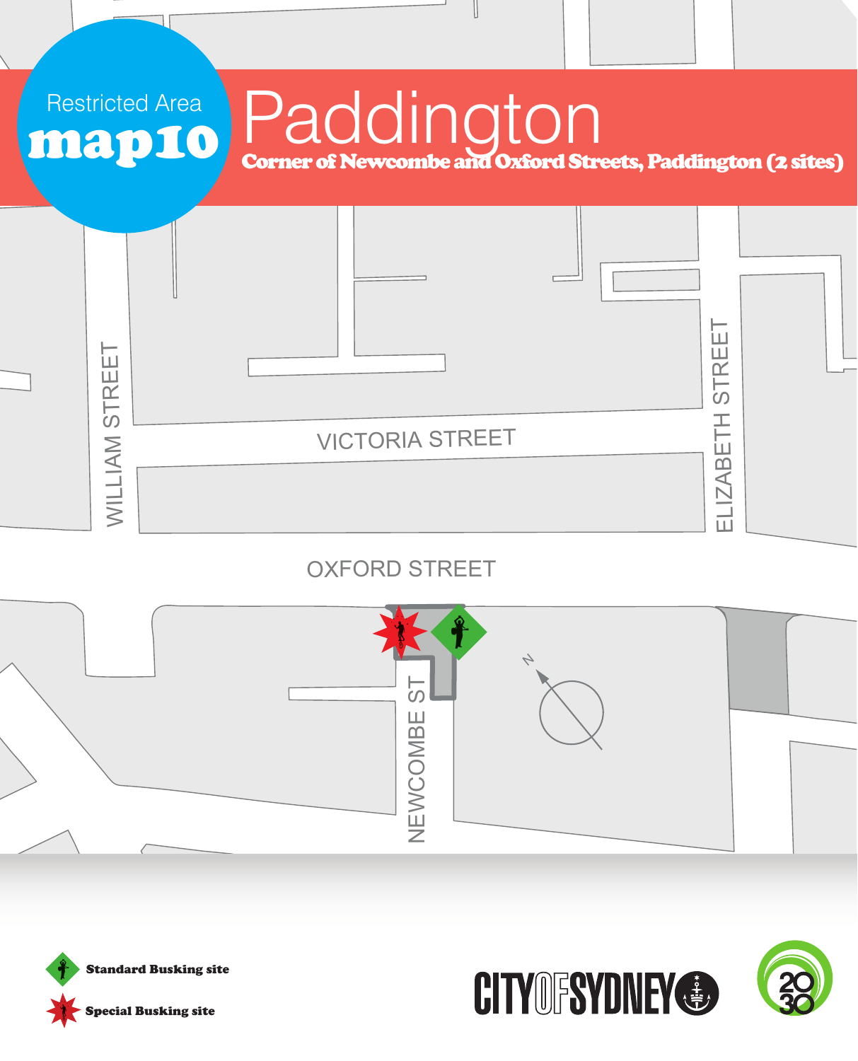Restricted Area

**map10**

# Paddington

**Corner of Newcombe and Oxford Streets, Paddington (2 sites)**

WILLIAM STREET

VICTORIA STREET

ELIZABETH STREET

OXFORD STREET

NEWCOMBE ST

N

**Standard Busking site**

**Special Busking site**

CITY OF SYDNEY

2030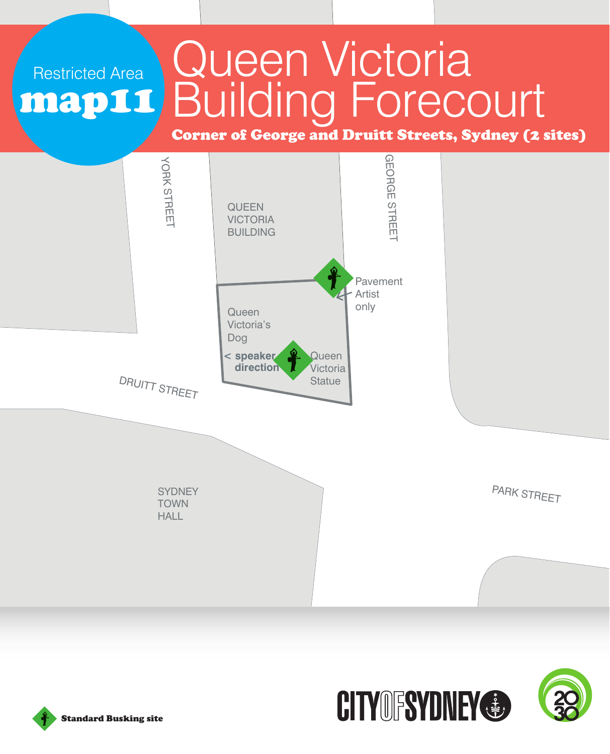Restricted Area

**map11**

# Queen Victoria Building Forecourt

**Corner of George and Druitt Streets, Sydney (2 sites)**

YORK STREET

GEORGE STREET

QUEEN VICTORIA BUILDING

Pavement Artist only

Queen Victoria's Dog

< **speaker direction**

Queen Victoria Statue

DRUITT STREET

SYDNEY TOWN HALL

PARK STREET

**Standard Busking site**

CITY OF SYDNEY

2030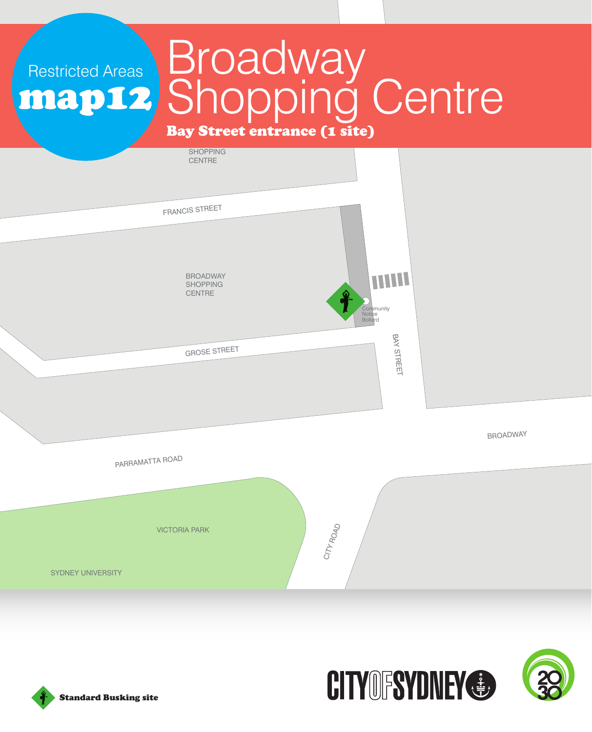Restricted Areas

# map12

# Broadway Shopping Centre

**Bay Street entrance (1 site)**

SHOPPING CENTRE

FRANCIS STREET

BROADWAY SHOPPING CENTRE

Community Notice Bollard

GROSE STREET

BAY STREET

BROADWAY

PARRAMATTA ROAD

VICTORIA PARK

CITY ROAD

SYDNEY UNIVERSITY

**Standard Busking site**

CITY OF SYDNEY

2030